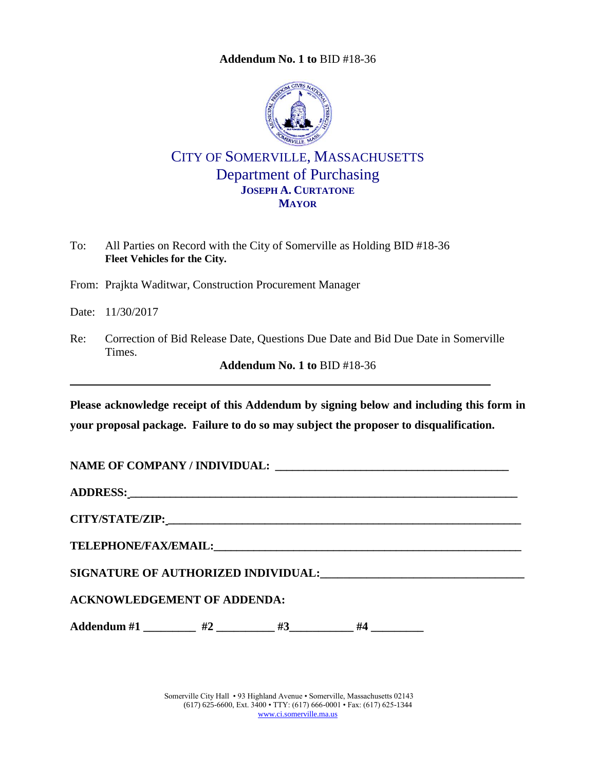**Addendum No. 1 to** BID #18-36

# CITY OF SOMERVILLE, MASSACHUSETTS

## Department of Purchasing

**JOSEPH A. CURTATONE**
**MAYOR**

To: All Parties on Record with the City of Somerville as Holding BID #18-36 **Fleet Vehicles for the City.**

From: Prajkta Waditwar, Construction Procurement Manager

Date: 11/30/2017

Re: Correction of Bid Release Date, Questions Due Date and Bid Due Date in Somerville Times.

**Addendum No. 1 to** BID #18-36

---

**Please acknowledge receipt of this Addendum by signing below and including this form in your proposal package. Failure to do so may subject the proposer to disqualification.**

**NAME OF COMPANY / INDIVIDUAL:** ________________________________________

**ADDRESS:** ______________________________________________________________

**CITY/STATE/ZIP:** _________________________________________________________

**TELEPHONE/FAX/EMAIL:** __________________________________________________

**SIGNATURE OF AUTHORIZED INDIVIDUAL:** ___________________________________

**ACKNOWLEDGEMENT OF ADDENDA:**

**Addendum #1** _________ **#2** __________ **#3** ___________ **#4** _________

Somerville City Hall • 93 Highland Avenue • Somerville, Massachusetts 02143
(617) 625-6600, Ext. 3400 • TTY: (617) 666-0001 • Fax: (617) 625-1344
www.ci.somerville.ma.us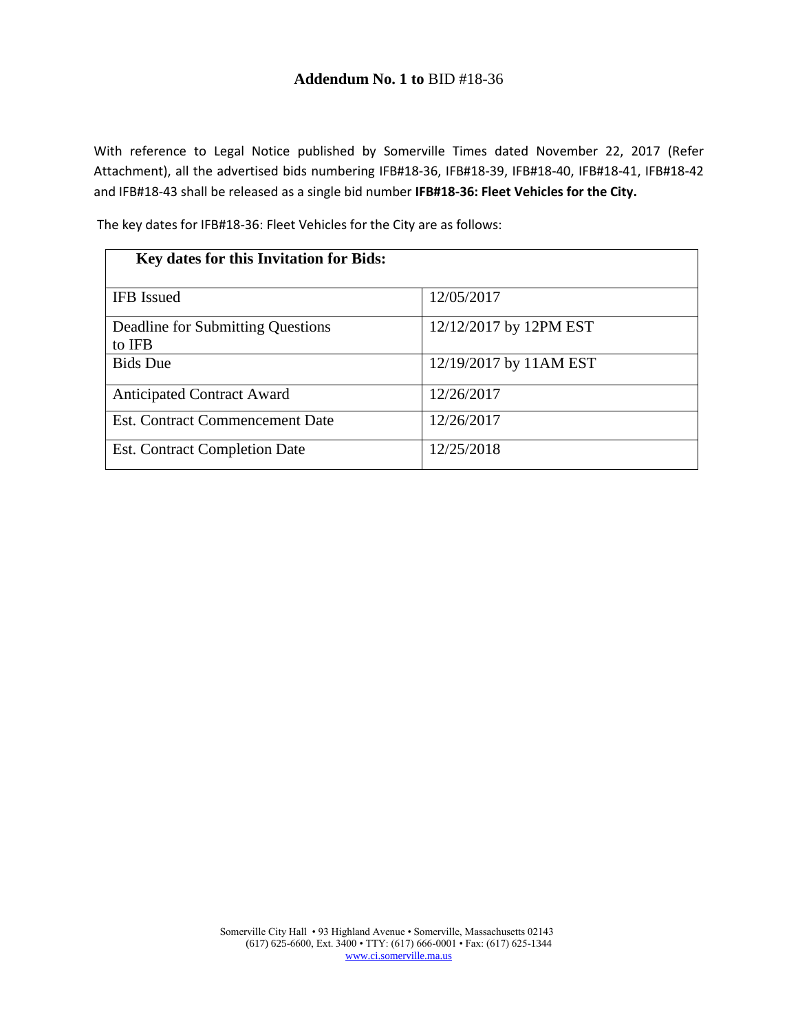## **Addendum No. 1 to** BID #18-36

With reference to Legal Notice published by Somerville Times dated November 22, 2017 (Refer Attachment), all the advertised bids numbering IFB#18-36, IFB#18-39, IFB#18-40, IFB#18-41, IFB#18-42 and IFB#18-43 shall be released as a single bid number **IFB#18-36: Fleet Vehicles for the City.**

The key dates for IFB#18-36: Fleet Vehicles for the City are as follows:

| **Key dates for this Invitation for Bids:** | |
|---|---|
| IFB Issued | 12/05/2017 |
| Deadline for Submitting Questions to IFB | 12/12/2017 by 12PM EST |
| Bids Due | 12/19/2017 by 11AM EST |
| Anticipated Contract Award | 12/26/2017 |
| Est. Contract Commencement Date | 12/26/2017 |
| Est. Contract Completion Date | 12/25/2018 |

Somerville City Hall • 93 Highland Avenue • Somerville, Massachusetts 02143
(617) 625-6600, Ext. 3400 • TTY: (617) 666-0001 • Fax: (617) 625-1344
www.ci.somerville.ma.us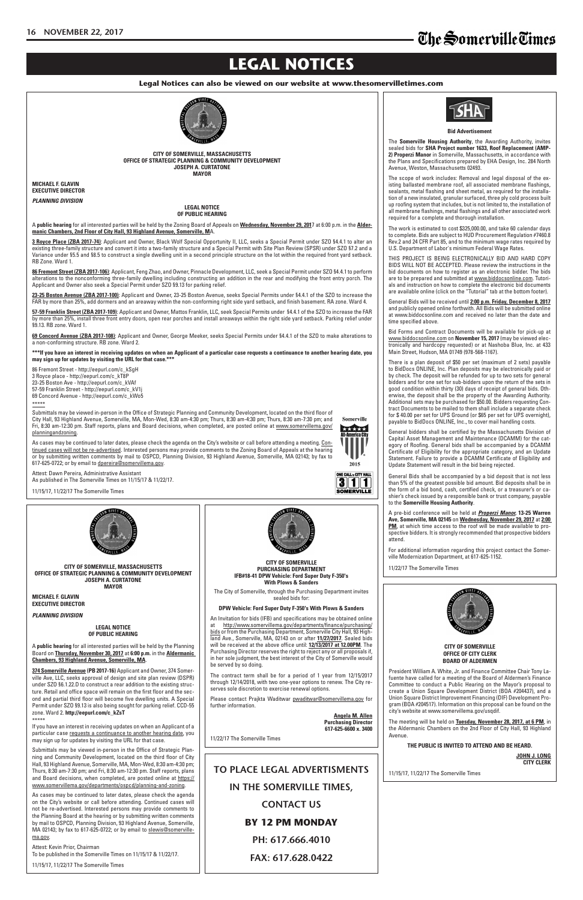# LEGAL NOTICES

**Legal Notices can also be viewed on our website at www.thesomervilletimes.com**

**CITY OF SOMERVILLE, MASSACHUSETTS**
**OFFICE OF STRATEGIC PLANNING & COMMUNITY DEVELOPMENT**
**JOSEPH A. CURTATONE**
**MAYOR**

**MICHAEL F. GLAVIN**
**EXECUTIVE DIRECTOR**

***PLANNING DIVISION***

**LEGAL NOTICE**
**OF PUBLIC HEARING**

A **public hearing** for all interested parties will be held by the Zoning Board of Appeals on **Wednesday, November 29, 2017** at 6:00 p.m. in the **Aldermanic Chambers, 2nd Floor of City Hall, 93 Highland Avenue, Somerville, MA**.

**3 Royce Place (ZBA 2017-74)**: Applicant and Owner, Black Wolf Special Opportunity II, LLC, seeks a Special Permit under SZO §4.4.1 to alter an existing three-family structure and convert it into a two-family structure and a Special Permit with Site Plan Review (SPSR) under SZO §7.2 and a Variance under §5.5 and §8.5 to construct a single dwelling unit in a second principle structure on the lot within the required front yard setback. RB Zone. Ward 1.

**86 Fremont Street (ZBA 2017-106)**: Applicant, Feng Zhao, and Owner, Pinnacle Development, LLC, seek a Special Permit under SZO §4.4.1 to perform alterations to the nonconforming three-family dwelling including constructing an addition in the rear and modifying the front entry porch. The Applicant and Owner also seek a Special Permit SZO §9.13 for parking relief.

**23-25 Boston Avenue (ZBA 2017-100)**: Applicant and Owner, 23-25 Boston Avenue, seeks Special Permits under §4.4.1 of the SZO to increase the FAR by more than 25%, add dormers and an areaway within the non-conforming right side yard setback, and finish basement. RA zone. Ward 4.

**57-59 Franklin Street (ZBA 2017-109)**: Applicant and Owner, Mattos Franklin, LLC, seek Special Permits under §4.4.1 of the SZO to increase the FAR by more than 25%, install three front entry doors, open rear porches and install areaways within the right side yard setback. Parking relief under §9.13. RB zone. Ward 1.

**69 Concord Avenue (ZBA 2017-108)**: Applicant and Owner, George Meeker, seeks Special Permits under §4.4.1 of the SZO to make alterations to a non-conforming structure. RB zone. Ward 2.

**\*\*\*If you have an interest in receiving updates on when an Applicant of a particular case requests a continuance to another hearing date, you may sign up for updates by visiting the URL for that case.\*\*\***

86 Fremont Street - http://eepurl.com/c_kSgH
3 Royce place - http://eepurl.com/c_kT8P
23-25 Boston Ave - http://eepurl.com/c_kVAf
57-59 Franklin Street - http://eepurl.com/c_kV1j
69 Concord Avenue - http://eepurl.com/c_kWo5
\*\*\*\*\*

Submittals may be viewed in-person in the Office of Strategic Planning and Community Development, located on the third floor of City Hall, 93 Highland Avenue, Somerville, MA, Mon-Wed, 8:30 am-4:30 pm; Thurs, 8:30 am-7:30 pm; and Fri, 8:30 am-12:30 pm. Staff reports, plans and Board decisions, when completed, are posted online at www.somervillema.gov/planningandzoning.

As cases may be continued to later dates, please check the agenda on the City's website or call before attending a meeting. Continued cases will not be re-advertised. Interested persons may provide comments to the Zoning Board of Appeals at the hearing or by submitting written comments by mail to OSPCD, Planning Division, 93 Highland Avenue, Somerville, MA 02143; by fax to 617-625-0722; or by email to dpereira@somervillema.gov.

Attest: Dawn Pereira, Administrative Assistant
As published in The Somerville Times on 11/15/17 & 11/22/17.

11/15/17, 11/22/17 The Somerville Times

---

**CITY OF SOMERVILLE, MASSACHUSETTS**
**OFFICE OF STRATEGIC PLANNING & COMMUNITY DEVELOPMENT**
**JOSEPH A. CURTATONE**
**MAYOR**

**MICHAEL F. GLAVIN**
**EXECUTIVE DIRECTOR**

***PLANNING DIVISION***

**LEGAL NOTICE**
**OF PUBLIC HEARING**

A **public hearing** for all interested parties will be held by the Planning Board on **Thursday, November 30, 2017** at **6:00 p.m.** in the **Aldermanic Chambers, 93 Highland Avenue, Somerville, MA**.

**374 Somerville Avenue (PB 2017-16)** Applicant and Owner, 374 Somerville Ave, LLC, seeks approval of design and site plan review (DSPR) under SZO §6.1.22.D to construct a rear addition to the existing structure. Retail and office space will remain on the first floor and the second and partial third floor will become five dwelling units. A Special Permit under SZO §9.13 is also being sought for parking relief. CCD-55 zone. Ward 2. **http://eepurl.com/c_kZsT**
\*\*\*\*\*

If you have an interest in receiving updates on when an Applicant of a particular case requests a continuance to another hearing date, you may sign up for updates by visiting the URL for that case.

Submittals may be viewed in-person in the Office of Strategic Planning and Community Development, located on the third floor of City Hall, 93 Highland Avenue, Somerville, MA, Mon-Wed, 8:30 am-4:30 pm; Thurs, 8:30 am-7:30 pm; and Fri, 8:30 am-12:30 pm. Staff reports, plans and Board decisions, when completed, are posted online at https://www.somervillema.gov/departments/ospcd/planning-and-zoning.

As cases may be continued to later dates, please check the agenda on the City's website or call before attending. Continued cases will not be re-advertised. Interested persons may provide comments to the Planning Board at the hearing or by submitting written comments by mail to OSPCD, Planning Division, 93 Highland Avenue, Somerville, MA 02143; by fax to 617-625-0722; or by email to slewis@somervillema.gov.

Attest: Kevin Prior, Chairman
To be published in the Somerville Times on 11/15/17 & 11/22/17.

11/15/17, 11/22/17 The Somerville Times

---

**CITY OF SOMERVILLE**
**PURCHASING DEPARTMENT**
**IFB#18-41 DPW Vehicle: Ford Super Duty F-350's With Plows & Sanders**

The City of Somerville, through the Purchasing Department invites sealed bids for:

**DPW Vehicle: Ford Super Duty F-350's With Plows & Sanders**

An Invitation for bids (IFB) and specifications may be obtained online at http://www.somervillema.gov/departments/finance/purchasing/bids or from the Purchasing Department, Somerville City Hall, 93 Highland Ave., Somerville, MA, 02143 on or after **11/27/2017**. Sealed bids will be received at the above office until: **12/13/2017 at 12:00PM**. The Purchasing Director reserves the right to reject any or all proposals if, in her sole judgment, the best interest of the City of Somerville would be served by so doing.

The contract term shall be for a period of 1 year from 12/15/2017 through 12/14/2018, with two one-year options to renew. The City reserves sole discretion to exercise renewal options.

Please contact Prajkta Waditwar pwaditwar@somervillema.gov for further information.

**Angela M. Allen**
**Purchasing Director**
**617-625-6600 x. 3400**

11/22/17 The Somerville Times

---

**TO PLACE LEGAL ADVERTISMENTS IN THE SOMERVILLE TIMES, CONTACT US BY 12 PM MONDAY**

**PH: 617.666.4010**

**FAX: 617.628.0422**

---

**Bid Advertisement**

The **Somerville Housing Authority**, the Awarding Authority, invites sealed bids for **SHA Project number 1633, Roof Replacement (AMP-2) Properzi Manor** in Somerville, Massachusetts, in accordance with the Plans and Specifications prepared by EHA Design, Inc. 284 North Avenue, Weston, Massachusetts 02493.

The scope of work includes: Removal and legal disposal of the existing ballasted membrane roof, all associated membrane flashings, sealants, metal flashing and sheet metal, as required for the installation of a new insulated, granular surfaced, three ply cold process built up roofing system that includes, but is not limited to, the installation of all membrane flashings, metal flashings and all other associated work required for a complete and thorough installation.

The work is estimated to cost $325,000.00, and take 60 calendar days to complete. Bids are subject to HUD Procurement Regulation #7460.8 Rev.2 and 24 CFR Part 85, and to the minimum wage rates required by U.S. Department of Labor's minimum Federal Wage Rates.

THIS PROJECT IS BEING ELECTRONICALLY BID AND HARD COPY BIDS WILL NOT BE ACCEPTED. Please review the instructions in the bid documents on how to register as an electronic bidder. The bids are to be prepared and submitted at www.biddocsonline.com. Tutorials and instruction on how to complete the electronic bid documents are available online (click on the "Tutorial" tab at the bottom footer).

General Bids will be received until **2:00 p.m. Friday, December 8, 2017** and publicly opened online forthwith. All Bids will be submitted online at www.biddocsonline.com and received no later than the date and time specified above.

Bid Forms and Contract Documents will be available for pick-up at www.biddocsonline.com on **November 15, 2017** (may be viewed electronically and hardcopy requested) or at Nashoba Blue, Inc. at 433 Main Street, Hudson, MA 01749 (978-568-1167).

There is a plan deposit of $50 per set (maximum of 2 sets) payable to BidDocs ONLINE, Inc. Plan deposits may be electronically paid or by check. The deposit will be refunded for up to two sets for general bidders and for one set for sub-bidders upon the return of the sets in good condition within thirty (30) days of receipt of general bids. Otherwise, the deposit shall be the property of the Awarding Authority. Additional sets may be purchased for $50.00. Bidders requesting Contract Documents to be mailed to them shall include a separate check for $ 40.00 per set for UPS Ground (or $65 per set for UPS overnight), payable to BidDocs ONLINE, Inc., to cover mail handling costs.

General bidders shall be certified by the Massachusetts Division of Capital Asset Management and Maintenance (DCAMM) for the category of Roofing. General bids shall be accompanied by a DCAMM Certificate of Eligibility for the appropriate category, and an Update Statement. Failure to provide a DCAMM Certificate of Eligibility and Update Statement will result in the bid being rejected.

General Bids shall be accompanied by a bid deposit that is not less than 5% of the greatest possible bid amount. Bid deposits shall be in the form of a bid bond, cash, certified check, or a treasurer's or cashier's check issued by a responsible bank or trust company, payable to the **Somerville Housing Authority**.

A pre-bid conference will be held at ***Properzi Manor*, 13-25 Warren Ave, Somerville, MA 02145** on **Wednesday, November 29, 2017** at **2:00 PM**, at which time access to the roof will be made available to prospective bidders. It is strongly recommended that prospective bidders attend.

For additional information regarding this project contact the Somerville Modernization Department, at 617-625-1152.

11/22/17 The Somerville Times

---

**CITY OF SOMERVILLE**
**OFFICE OF CITY CLERK**
**BOARD OF ALDERMEN**

President William A. White, Jr. and Finance Committee Chair Tony Lafuente have called for a meeting of the Board of Aldermen's Finance Committee to conduct a Public Hearing on the Mayor's proposal to create a Union Square Development District (BOA #204437), and a Union Square District Improvement Financing (DIF) Development Program (BOA #204517). Information on this proposal can be found on the city's website at www.somervillema.gov/usqdif.

The meeting will be held on **Tuesday, November 28, 2017, at 6 PM**, in the Aldermanic Chambers on the 2nd Floor of City Hall, 93 Highland Avenue.

**THE PUBLIC IS INVITED TO ATTEND AND BE HEARD.**

**JOHN J. LONG**
**CITY CLERK**

11/15/17, 11/22/17 The Somerville Times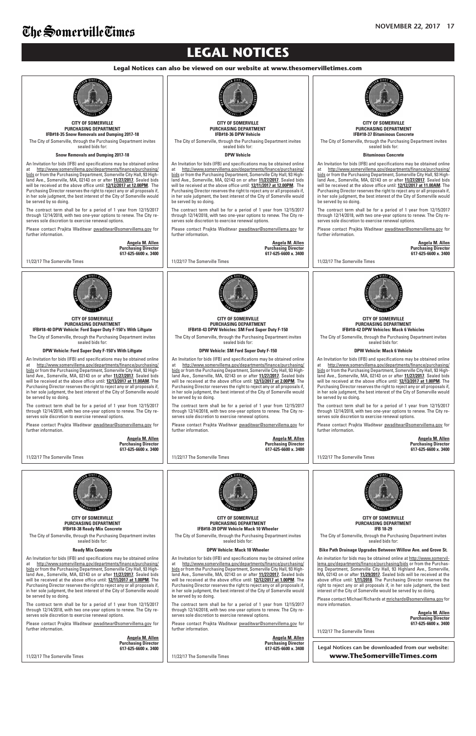# LEGAL NOTICES

**Legal Notices can also be viewed on our website at www.thesomervilletimes.com**

**CITY OF SOMERVILLE**
**PURCHASING DEPARTMENT**
**IFB#18-35 Snow Removals and Dumping 2017-18**

The City of Somerville, through the Purchasing Department invites sealed bids for:

**Snow Removals and Dumping 2017-18**

An Invitation for bids (IFB) and specifications may be obtained online at http://www.somervillema.gov/departments/finance/purchasing/bids or from the Purchasing Department, Somerville City Hall, 93 Highland Ave., Somerville, MA, 02143 on or after **11/27/2017**. Sealed bids will be received at the above office until: **12/12/2017 at 12.00PM**. The Purchasing Director reserves the right to reject any or all proposals if, in her sole judgment, the best interest of the City of Somerville would be served by so doing.

The contract term shall be for a period of 1 year from 12/15/2017 through 12/14/2018, with two one-year options to renew. The City reserves sole discretion to exercise renewal options.

Please contact Prajkta Waditwar pwaditwar@somervillema.gov for further information.

**Angela M. Allen**
**Purchasing Director**
**617-625-6600 x. 3400**

11/22/17 The Somerville Times

---

**CITY OF SOMERVILLE**
**PURCHASING DEPARTMENT**
**IFB#18-36 DPW Vehicle**

The City of Somerville, through the Purchasing Department invites sealed bids for:

**DPW Vehicle**

An Invitation for bids (IFB) and specifications may be obtained online at http://www.somervillema.gov/departments/finance/purchasing/bids or from the Purchasing Department, Somerville City Hall, 93 Highland Ave., Somerville, MA, 02143 on or after **11/27/2017**. Sealed bids will be received at the above office until: **12/11/2017 at 12.00PM**. The Purchasing Director reserves the right to reject any or all proposals if, in her sole judgment, the best interest of the City of Somerville would be served by so doing.

The contract term shall be for a period of 1 year from 12/15/2017 through 12/14/2018, with two one-year options to renew. The City reserves sole discretion to exercise renewal options.

Please contact Prajkta Waditwar pwaditwar@somervillema.gov for further information.

**Angela M. Allen**
**Purchasing Director**
**617-625-6600 x. 3400**

11/22/17 The Somerville Times

---

**CITY OF SOMERVILLE**
**PURCHASING DEPARTMENT**
**IFB#18-37 Bituminous Concrete**

The City of Somerville, through the Purchasing Department invites sealed bids for:

**Bituminous Concrete**

An Invitation for bids (IFB) and specifications may be obtained online at http://www.somervillema.gov/departments/finance/purchasing/bids or from the Purchasing Department, Somerville City Hall, 93 Highland Ave., Somerville, MA, 02143 on or after **11/27/2017**. Sealed bids will be received at the above office until: **12/12/2017 at 11.00AM**. The Purchasing Director reserves the right to reject any or all proposals if, in her sole judgment, the best interest of the City of Somerville would be served by so doing.

The contract term shall be for a period of 1 year from 12/15/2017 through 12/14/2018, with two one-year options to renew. The City reserves sole discretion to exercise renewal options.

Please contact Prajkta Waditwar pwaditwar@somervillema.gov for further information.

**Angela M. Allen**
**Purchasing Director**
**617-625-6600 x. 3400**

11/22/17 The Somerville Times

---

**CITY OF SOMERVILLE**
**PURCHASING DEPARTMENT**
**IFB#18-40 DPW Vehicle: Ford Super Duty F-150's With Liftgate**

The City of Somerville, through the Purchasing Department invites sealed bids for:

**DPW Vehicle: Ford Super Duty F-150's With Liftgate**

An Invitation for bids (IFB) and specifications may be obtained online at http://www.somervillema.gov/departments/finance/purchasing/bids or from the Purchasing Department, Somerville City Hall, 93 Highland Ave., Somerville, MA, 02143 on or after **11/27/2017**. Sealed bids will be received at the above office until: **12/13/2017 at 11.00AM**. The Purchasing Director reserves the right to reject any or all proposals if, in her sole judgment, the best interest of the City of Somerville would be served by so doing.

The contract term shall be for a period of 1 year from 12/15/2017 through 12/14/2018, with two one-year options to renew. The City reserves sole discretion to exercise renewal options.

Please contact Prajkta Waditwar pwaditwar@somervillema.gov for further information.

**Angela M. Allen**
**Purchasing Director**
**617-625-6600 x. 3400**

11/22/17 The Somerville Times

---

**CITY OF SOMERVILLE**
**PURCHASING DEPARTMENT**
**IFB#18-43 DPW Vehicles: SM Ford Super Duty F-150**

The City of Somerville, through the Purchasing Department invites sealed bids for:

**DPW Vehicle: SM Ford Super Duty F-150**

An Invitation for bids (IFB) and specifications may be obtained online at http://www.somervillema.gov/departments/finance/purchasing/bids or from the Purchasing Department, Somerville City Hall, 93 Highland Ave., Somerville, MA, 02143 on or after **11/27/2017**. Sealed bids will be received at the above office until: **12/13/2017 at 2.00PM**. The Purchasing Director reserves the right to reject any or all proposals if, in her sole judgment, the best interest of the City of Somerville would be served by so doing.

The contract term shall be for a period of 1 year from 12/15/2017 through 12/14/2018, with two one-year options to renew. The City reserves sole discretion to exercise renewal options.

Please contact Prajkta Waditwar pwaditwar@somervillema.gov for further information.

**Angela M. Allen**
**Purchasing Director**
**617-625-6600 x. 3400**

11/22/17 The Somerville Times

---

**CITY OF SOMERVILLE**
**PURCHASING DEPARTMENT**
**IFB#18-42 DPW Vehicles: Mack 6 Vehicles**

The City of Somerville, through the Purchasing Department invites sealed bids for:

**DPW Vehicle: Mack 6 Vehicle**

An Invitation for bids (IFB) and specifications may be obtained online at http://www.somervillema.gov/departments/finance/purchasing/bids or from the Purchasing Department, Somerville City Hall, 93 Highland Ave., Somerville, MA, 02143 on or after **11/27/2017**. Sealed bids will be received at the above office until: **12/13/2017 at 1.00PM**. The Purchasing Director reserves the right to reject any or all proposals if, in her sole judgment, the best interest of the City of Somerville would be served by so doing.

The contract term shall be for a period of 1 year from 12/15/2017 through 12/14/2018, with two one-year options to renew. The City reserves sole discretion to exercise renewal options.

Please contact Prajkta Waditwar pwaditwar@somervillema.gov for further information.

**Angela M. Allen**
**Purchasing Director**
**617-625-6600 x. 3400**

11/22/17 The Somerville Times

---

**CITY OF SOMERVILLE**
**PURCHASING DEPARTMENT**
**IFB#18-38 Ready Mix Concrete**

The City of Somerville, through the Purchasing Department invites sealed bids for:

**Ready Mix Concrete**

An Invitation for bids (IFB) and specifications may be obtained online at http://www.somervillema.gov/departments/finance/purchasing/bids or from the Purchasing Department, Somerville City Hall, 93 Highland Ave., Somerville, MA, 02143 on or after **11/27/2017**. Sealed bids will be received at the above office until: **12/11/2017 at 1.00PM**. The Purchasing Director reserves the right to reject any or all proposals if, in her sole judgment, the best interest of the City of Somerville would be served by so doing.

The contract term shall be for a period of 1 year from 12/15/2017 through 12/14/2018, with two one-year options to renew. The City reserves sole discretion to exercise renewal options.

Please contact Prajkta Waditwar pwaditwar@somervillema.gov for further information.

**Angela M. Allen**
**Purchasing Director**
**617-625-6600 x. 3400**

11/22/17 The Somerville Times

---

**CITY OF SOMERVILLE**
**PURCHASING DEPARTMENT**
**IFB#18-39 DPW Vehicle Mack 10 Wheeler**

The City of Somerville, through the Purchasing Department invites sealed bids for:

**DPW Vehicle: Mack 10 Wheeler**

An Invitation for bids (IFB) and specifications may be obtained online at http://www.somervillema.gov/departments/finance/purchasing/bids or from the Purchasing Department, Somerville City Hall, 93 Highland Ave., Somerville, MA, 02143 on or after **11/27/2017**. Sealed bids will be received at the above office until: **12/12/2017 at 1.00PM**. The Purchasing Director reserves the right to reject any or all proposals if, in her sole judgment, the best interest of the City of Somerville would be served by so doing.

The contract term shall be for a period of 1 year from 12/15/2017 through 12/14/2018, with two one-year options to renew. The City reserves sole discretion to exercise renewal options.

Please contact Prajkta Waditwar pwaditwar@somervillema.gov for further information.

**Angela M. Allen**
**Purchasing Director**
**617-625-6600 x. 3400**

11/22/17 The Somerville Times

---

**CITY OF SOMERVILLE**
**PURCHASING DEPARTMENT**
**IFB 18-29**

The City of Somerville, through the Purchasing Department invites sealed bids for:

**Bike Path Drainage Upgrades Between Willow Ave. and Grove St.**

An invitation for bids may be obtained online at http://www.somervillema.gov/departments/finance/purchasing/bids or from the Purchasing Department, Somerville City Hall, 93 Highland Ave., Somerville, MA, 02143 on or after **11/29/2017**. Sealed bids will be received at the above office until: **1/11/2018**. The Purchasing Director reserves the right to reject any or all proposals if, in her sole judgment, the best interest of the City of Somerville would be served by so doing.

Please contact Michael Richards at mrichards@somervillema.gov for more information.

**Angela M. Allen**
**Purchasing Director**
**617-625-6600 x. 3400**

11/22/17 The Somerville Times

---

Legal Notices can be downloaded from our website:
**www.TheSomervilleTimes.com**